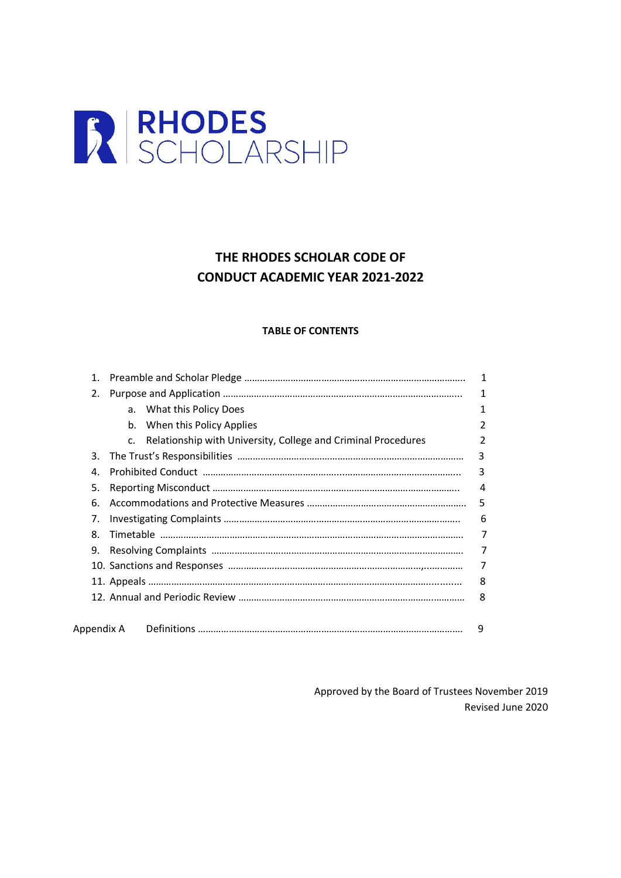RHODES SCHOLARSHIP

# THE RHODES SCHOLAR CODE OF CONDUCT ACADEMIC YEAR 2021-2022

**TABLE OF CONTENTS**

| | |
|---|---|
| 1. Preamble and Scholar Pledge | 1 |
| 2. Purpose and Application | 1 |
| a. What this Policy Does | 1 |
| b. When this Policy Applies | 2 |
| c. Relationship with University, College and Criminal Procedures | 2 |
| 3. The Trust's Responsibilities | 3 |
| 4. Prohibited Conduct | 3 |
| 5. Reporting Misconduct | 4 |
| 6. Accommodations and Protective Measures | 5 |
| 7. Investigating Complaints | 6 |
| 8. Timetable | 7 |
| 9. Resolving Complaints | 7 |
| 10. Sanctions and Responses | 7 |
| 11. Appeals | 8 |
| 12. Annual and Periodic Review | 8 |
| Appendix A Definitions | 9 |

Approved by the Board of Trustees November 2019
Revised June 2020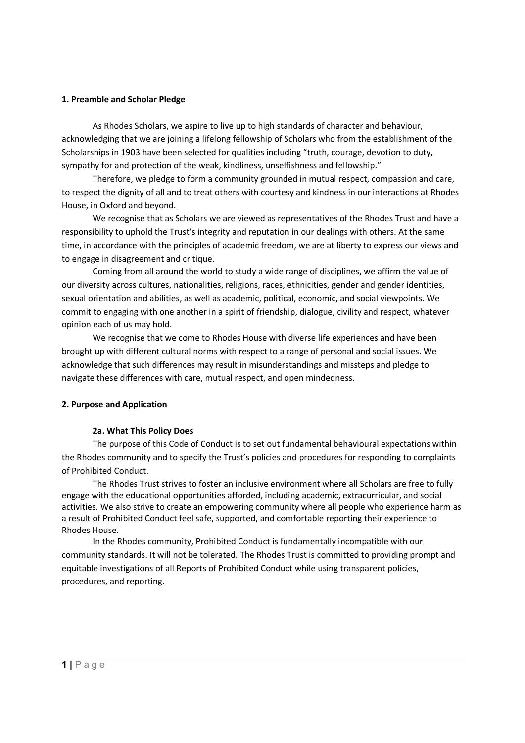## 1. Preamble and Scholar Pledge

As Rhodes Scholars, we aspire to live up to high standards of character and behaviour, acknowledging that we are joining a lifelong fellowship of Scholars who from the establishment of the Scholarships in 1903 have been selected for qualities including "truth, courage, devotion to duty, sympathy for and protection of the weak, kindliness, unselfishness and fellowship."

Therefore, we pledge to form a community grounded in mutual respect, compassion and care, to respect the dignity of all and to treat others with courtesy and kindness in our interactions at Rhodes House, in Oxford and beyond.

We recognise that as Scholars we are viewed as representatives of the Rhodes Trust and have a responsibility to uphold the Trust's integrity and reputation in our dealings with others. At the same time, in accordance with the principles of academic freedom, we are at liberty to express our views and to engage in disagreement and critique.

Coming from all around the world to study a wide range of disciplines, we affirm the value of our diversity across cultures, nationalities, religions, races, ethnicities, gender and gender identities, sexual orientation and abilities, as well as academic, political, economic, and social viewpoints. We commit to engaging with one another in a spirit of friendship, dialogue, civility and respect, whatever opinion each of us may hold.

We recognise that we come to Rhodes House with diverse life experiences and have been brought up with different cultural norms with respect to a range of personal and social issues. We acknowledge that such differences may result in misunderstandings and missteps and pledge to navigate these differences with care, mutual respect, and open mindedness.

## 2. Purpose and Application

### 2a. What This Policy Does

The purpose of this Code of Conduct is to set out fundamental behavioural expectations within the Rhodes community and to specify the Trust's policies and procedures for responding to complaints of Prohibited Conduct.

The Rhodes Trust strives to foster an inclusive environment where all Scholars are free to fully engage with the educational opportunities afforded, including academic, extracurricular, and social activities. We also strive to create an empowering community where all people who experience harm as a result of Prohibited Conduct feel safe, supported, and comfortable reporting their experience to Rhodes House.

In the Rhodes community, Prohibited Conduct is fundamentally incompatible with our community standards. It will not be tolerated. The Rhodes Trust is committed to providing prompt and equitable investigations of all Reports of Prohibited Conduct while using transparent policies, procedures, and reporting.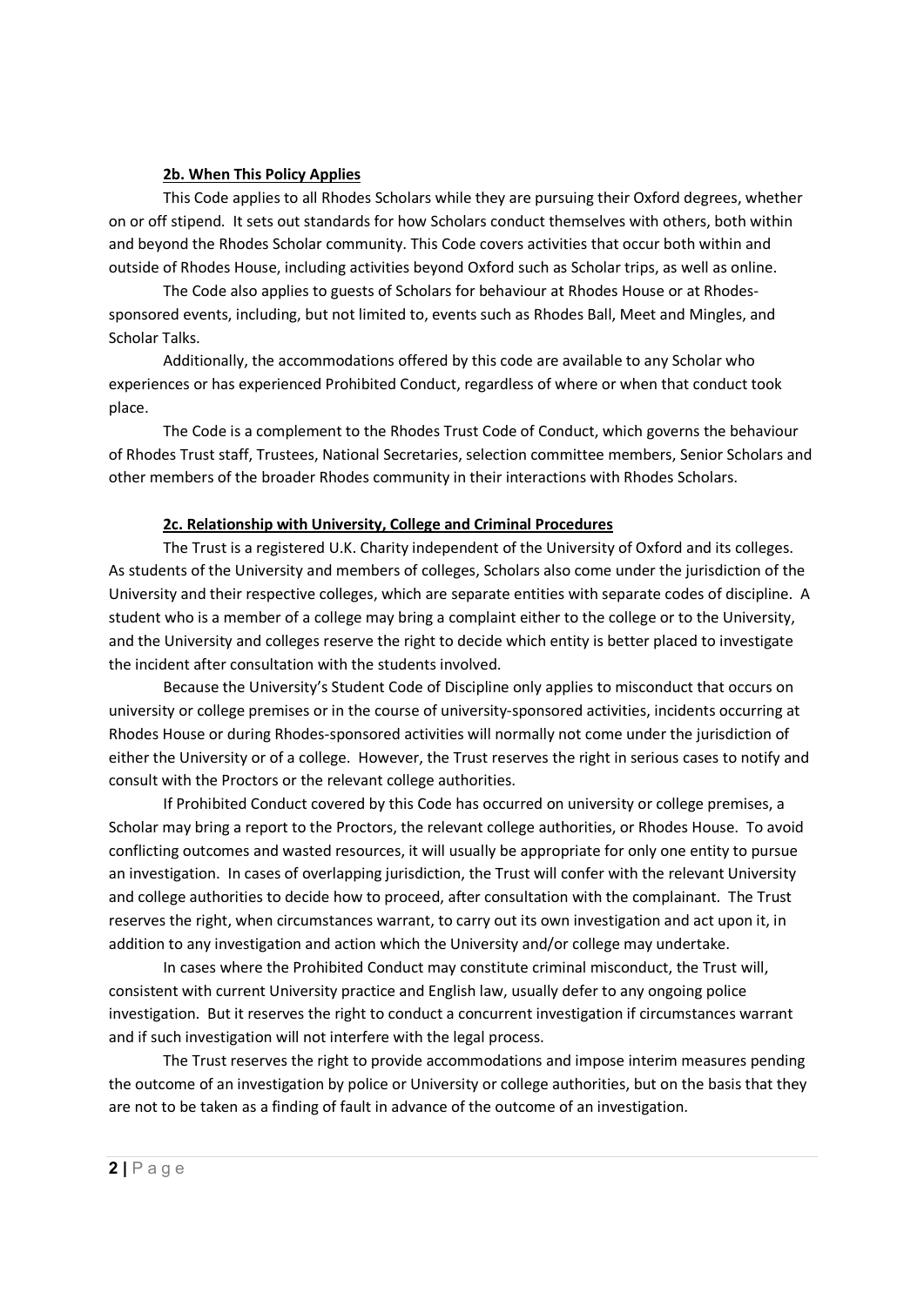### 2b. When This Policy Applies

This Code applies to all Rhodes Scholars while they are pursuing their Oxford degrees, whether on or off stipend. It sets out standards for how Scholars conduct themselves with others, both within and beyond the Rhodes Scholar community. This Code covers activities that occur both within and outside of Rhodes House, including activities beyond Oxford such as Scholar trips, as well as online.

The Code also applies to guests of Scholars for behaviour at Rhodes House or at Rhodes-sponsored events, including, but not limited to, events such as Rhodes Ball, Meet and Mingles, and Scholar Talks.

Additionally, the accommodations offered by this code are available to any Scholar who experiences or has experienced Prohibited Conduct, regardless of where or when that conduct took place.

The Code is a complement to the Rhodes Trust Code of Conduct, which governs the behaviour of Rhodes Trust staff, Trustees, National Secretaries, selection committee members, Senior Scholars and other members of the broader Rhodes community in their interactions with Rhodes Scholars.

### 2c. Relationship with University, College and Criminal Procedures

The Trust is a registered U.K. Charity independent of the University of Oxford and its colleges. As students of the University and members of colleges, Scholars also come under the jurisdiction of the University and their respective colleges, which are separate entities with separate codes of discipline. A student who is a member of a college may bring a complaint either to the college or to the University, and the University and colleges reserve the right to decide which entity is better placed to investigate the incident after consultation with the students involved.

Because the University's Student Code of Discipline only applies to misconduct that occurs on university or college premises or in the course of university-sponsored activities, incidents occurring at Rhodes House or during Rhodes-sponsored activities will normally not come under the jurisdiction of either the University or of a college. However, the Trust reserves the right in serious cases to notify and consult with the Proctors or the relevant college authorities.

If Prohibited Conduct covered by this Code has occurred on university or college premises, a Scholar may bring a report to the Proctors, the relevant college authorities, or Rhodes House. To avoid conflicting outcomes and wasted resources, it will usually be appropriate for only one entity to pursue an investigation. In cases of overlapping jurisdiction, the Trust will confer with the relevant University and college authorities to decide how to proceed, after consultation with the complainant. The Trust reserves the right, when circumstances warrant, to carry out its own investigation and act upon it, in addition to any investigation and action which the University and/or college may undertake.

In cases where the Prohibited Conduct may constitute criminal misconduct, the Trust will, consistent with current University practice and English law, usually defer to any ongoing police investigation. But it reserves the right to conduct a concurrent investigation if circumstances warrant and if such investigation will not interfere with the legal process.

The Trust reserves the right to provide accommodations and impose interim measures pending the outcome of an investigation by police or University or college authorities, but on the basis that they are not to be taken as a finding of fault in advance of the outcome of an investigation.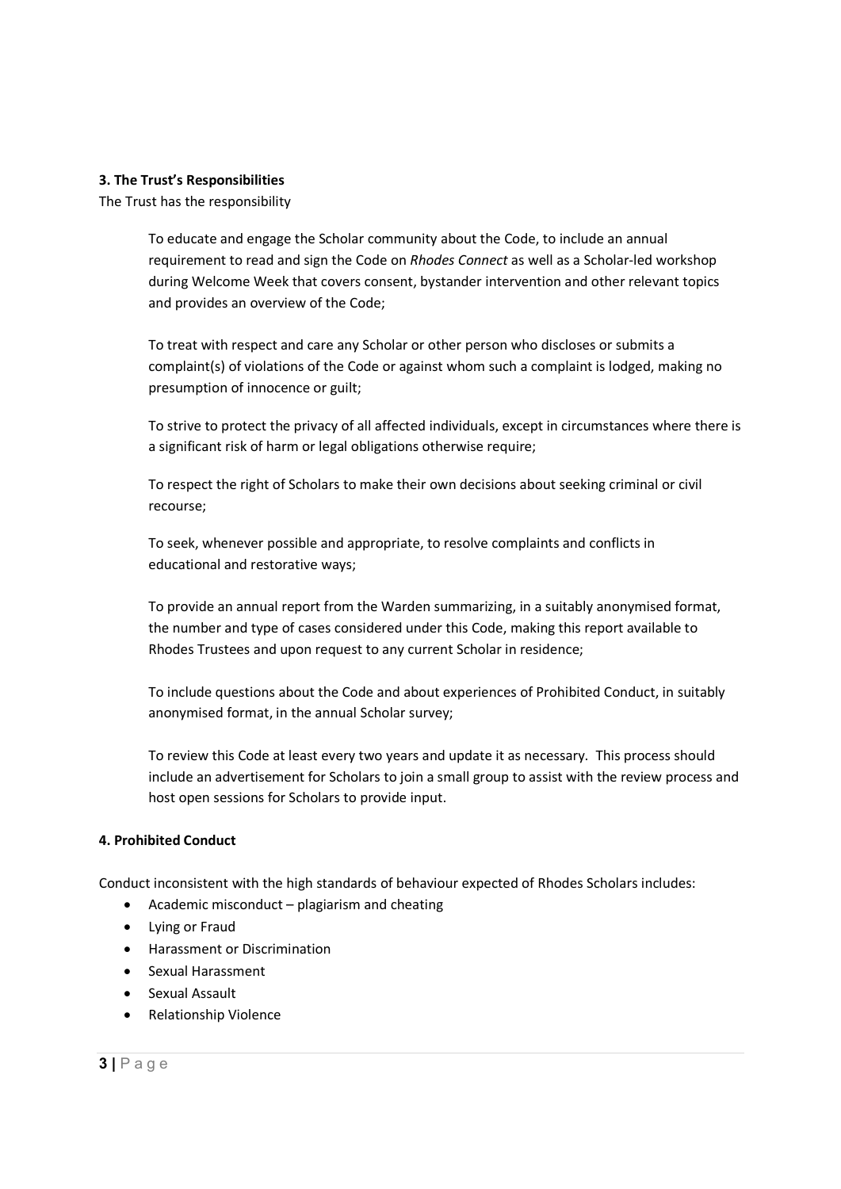**3. The Trust's Responsibilities**

The Trust has the responsibility

To educate and engage the Scholar community about the Code, to include an annual requirement to read and sign the Code on *Rhodes Connect* as well as a Scholar-led workshop during Welcome Week that covers consent, bystander intervention and other relevant topics and provides an overview of the Code;

To treat with respect and care any Scholar or other person who discloses or submits a complaint(s) of violations of the Code or against whom such a complaint is lodged, making no presumption of innocence or guilt;

To strive to protect the privacy of all affected individuals, except in circumstances where there is a significant risk of harm or legal obligations otherwise require;

To respect the right of Scholars to make their own decisions about seeking criminal or civil recourse;

To seek, whenever possible and appropriate, to resolve complaints and conflicts in educational and restorative ways;

To provide an annual report from the Warden summarizing, in a suitably anonymised format, the number and type of cases considered under this Code, making this report available to Rhodes Trustees and upon request to any current Scholar in residence;

To include questions about the Code and about experiences of Prohibited Conduct, in suitably anonymised format, in the annual Scholar survey;

To review this Code at least every two years and update it as necessary. This process should include an advertisement for Scholars to join a small group to assist with the review process and host open sessions for Scholars to provide input.

**4. Prohibited Conduct**

Conduct inconsistent with the high standards of behaviour expected of Rhodes Scholars includes:

- Academic misconduct – plagiarism and cheating
- Lying or Fraud
- Harassment or Discrimination
- Sexual Harassment
- Sexual Assault
- Relationship Violence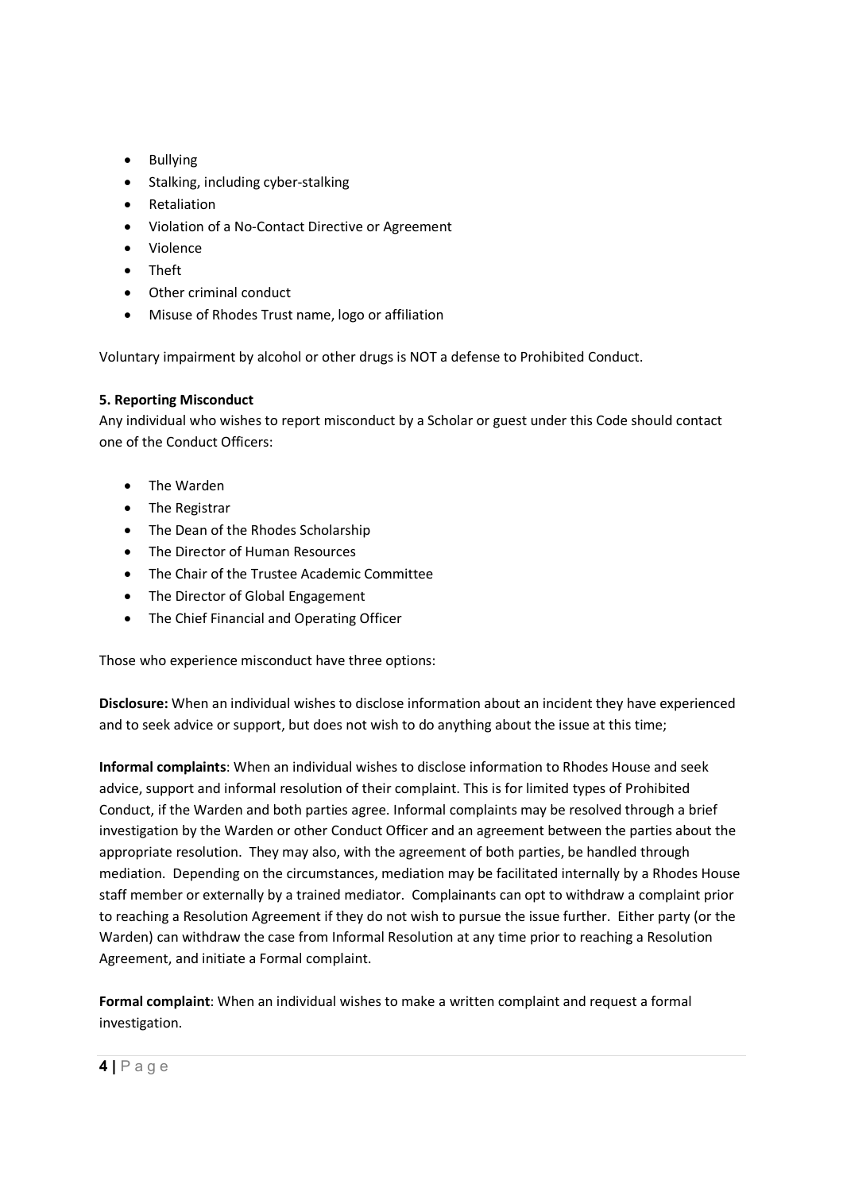- Bullying
- Stalking, including cyber-stalking
- Retaliation
- Violation of a No-Contact Directive or Agreement
- Violence
- Theft
- Other criminal conduct
- Misuse of Rhodes Trust name, logo or affiliation

Voluntary impairment by alcohol or other drugs is NOT a defense to Prohibited Conduct.

**5. Reporting Misconduct**

Any individual who wishes to report misconduct by a Scholar or guest under this Code should contact one of the Conduct Officers:

- The Warden
- The Registrar
- The Dean of the Rhodes Scholarship
- The Director of Human Resources
- The Chair of the Trustee Academic Committee
- The Director of Global Engagement
- The Chief Financial and Operating Officer

Those who experience misconduct have three options:

**Disclosure:** When an individual wishes to disclose information about an incident they have experienced and to seek advice or support, but does not wish to do anything about the issue at this time;

**Informal complaints**: When an individual wishes to disclose information to Rhodes House and seek advice, support and informal resolution of their complaint. This is for limited types of Prohibited Conduct, if the Warden and both parties agree. Informal complaints may be resolved through a brief investigation by the Warden or other Conduct Officer and an agreement between the parties about the appropriate resolution. They may also, with the agreement of both parties, be handled through mediation. Depending on the circumstances, mediation may be facilitated internally by a Rhodes House staff member or externally by a trained mediator. Complainants can opt to withdraw a complaint prior to reaching a Resolution Agreement if they do not wish to pursue the issue further. Either party (or the Warden) can withdraw the case from Informal Resolution at any time prior to reaching a Resolution Agreement, and initiate a Formal complaint.

**Formal complaint**: When an individual wishes to make a written complaint and request a formal investigation.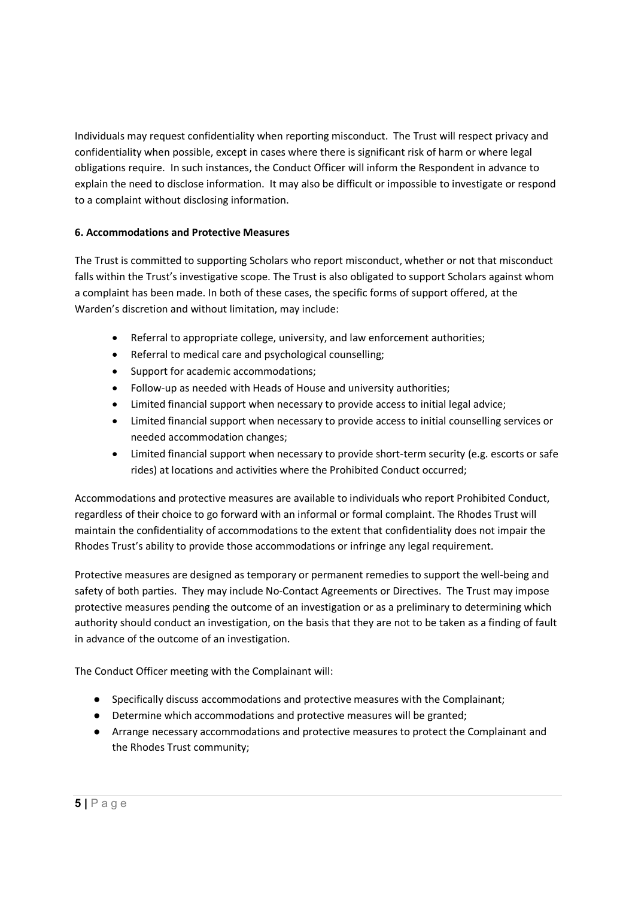Individuals may request confidentiality when reporting misconduct. The Trust will respect privacy and confidentiality when possible, except in cases where there is significant risk of harm or where legal obligations require. In such instances, the Conduct Officer will inform the Respondent in advance to explain the need to disclose information. It may also be difficult or impossible to investigate or respond to a complaint without disclosing information.

**6. Accommodations and Protective Measures**

The Trust is committed to supporting Scholars who report misconduct, whether or not that misconduct falls within the Trust's investigative scope. The Trust is also obligated to support Scholars against whom a complaint has been made. In both of these cases, the specific forms of support offered, at the Warden's discretion and without limitation, may include:

- Referral to appropriate college, university, and law enforcement authorities;
- Referral to medical care and psychological counselling;
- Support for academic accommodations;
- Follow-up as needed with Heads of House and university authorities;
- Limited financial support when necessary to provide access to initial legal advice;
- Limited financial support when necessary to provide access to initial counselling services or needed accommodation changes;
- Limited financial support when necessary to provide short-term security (e.g. escorts or safe rides) at locations and activities where the Prohibited Conduct occurred;

Accommodations and protective measures are available to individuals who report Prohibited Conduct, regardless of their choice to go forward with an informal or formal complaint. The Rhodes Trust will maintain the confidentiality of accommodations to the extent that confidentiality does not impair the Rhodes Trust's ability to provide those accommodations or infringe any legal requirement.

Protective measures are designed as temporary or permanent remedies to support the well-being and safety of both parties. They may include No-Contact Agreements or Directives. The Trust may impose protective measures pending the outcome of an investigation or as a preliminary to determining which authority should conduct an investigation, on the basis that they are not to be taken as a finding of fault in advance of the outcome of an investigation.

The Conduct Officer meeting with the Complainant will:

- Specifically discuss accommodations and protective measures with the Complainant;
- Determine which accommodations and protective measures will be granted;
- Arrange necessary accommodations and protective measures to protect the Complainant and the Rhodes Trust community;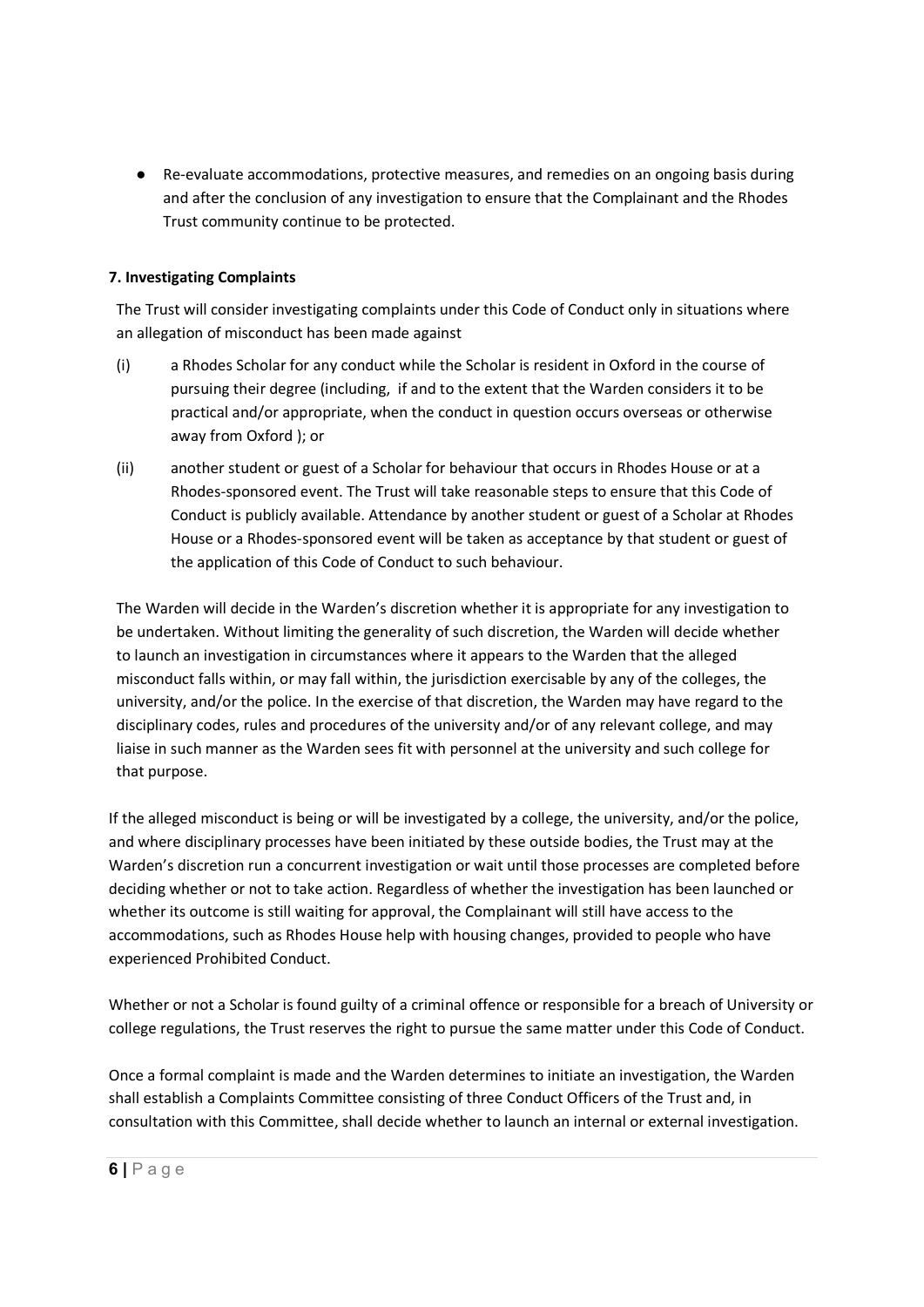- Re-evaluate accommodations, protective measures, and remedies on an ongoing basis during and after the conclusion of any investigation to ensure that the Complainant and the Rhodes Trust community continue to be protected.

**7. Investigating Complaints**

The Trust will consider investigating complaints under this Code of Conduct only in situations where an allegation of misconduct has been made against

(i) a Rhodes Scholar for any conduct while the Scholar is resident in Oxford in the course of pursuing their degree (including, if and to the extent that the Warden considers it to be practical and/or appropriate, when the conduct in question occurs overseas or otherwise away from Oxford ); or

(ii) another student or guest of a Scholar for behaviour that occurs in Rhodes House or at a Rhodes-sponsored event. The Trust will take reasonable steps to ensure that this Code of Conduct is publicly available. Attendance by another student or guest of a Scholar at Rhodes House or a Rhodes-sponsored event will be taken as acceptance by that student or guest of the application of this Code of Conduct to such behaviour.

The Warden will decide in the Warden's discretion whether it is appropriate for any investigation to be undertaken. Without limiting the generality of such discretion, the Warden will decide whether to launch an investigation in circumstances where it appears to the Warden that the alleged misconduct falls within, or may fall within, the jurisdiction exercisable by any of the colleges, the university, and/or the police. In the exercise of that discretion, the Warden may have regard to the disciplinary codes, rules and procedures of the university and/or of any relevant college, and may liaise in such manner as the Warden sees fit with personnel at the university and such college for that purpose.

If the alleged misconduct is being or will be investigated by a college, the university, and/or the police, and where disciplinary processes have been initiated by these outside bodies, the Trust may at the Warden's discretion run a concurrent investigation or wait until those processes are completed before deciding whether or not to take action. Regardless of whether the investigation has been launched or whether its outcome is still waiting for approval, the Complainant will still have access to the accommodations, such as Rhodes House help with housing changes, provided to people who have experienced Prohibited Conduct.

Whether or not a Scholar is found guilty of a criminal offence or responsible for a breach of University or college regulations, the Trust reserves the right to pursue the same matter under this Code of Conduct.

Once a formal complaint is made and the Warden determines to initiate an investigation, the Warden shall establish a Complaints Committee consisting of three Conduct Officers of the Trust and, in consultation with this Committee, shall decide whether to launch an internal or external investigation.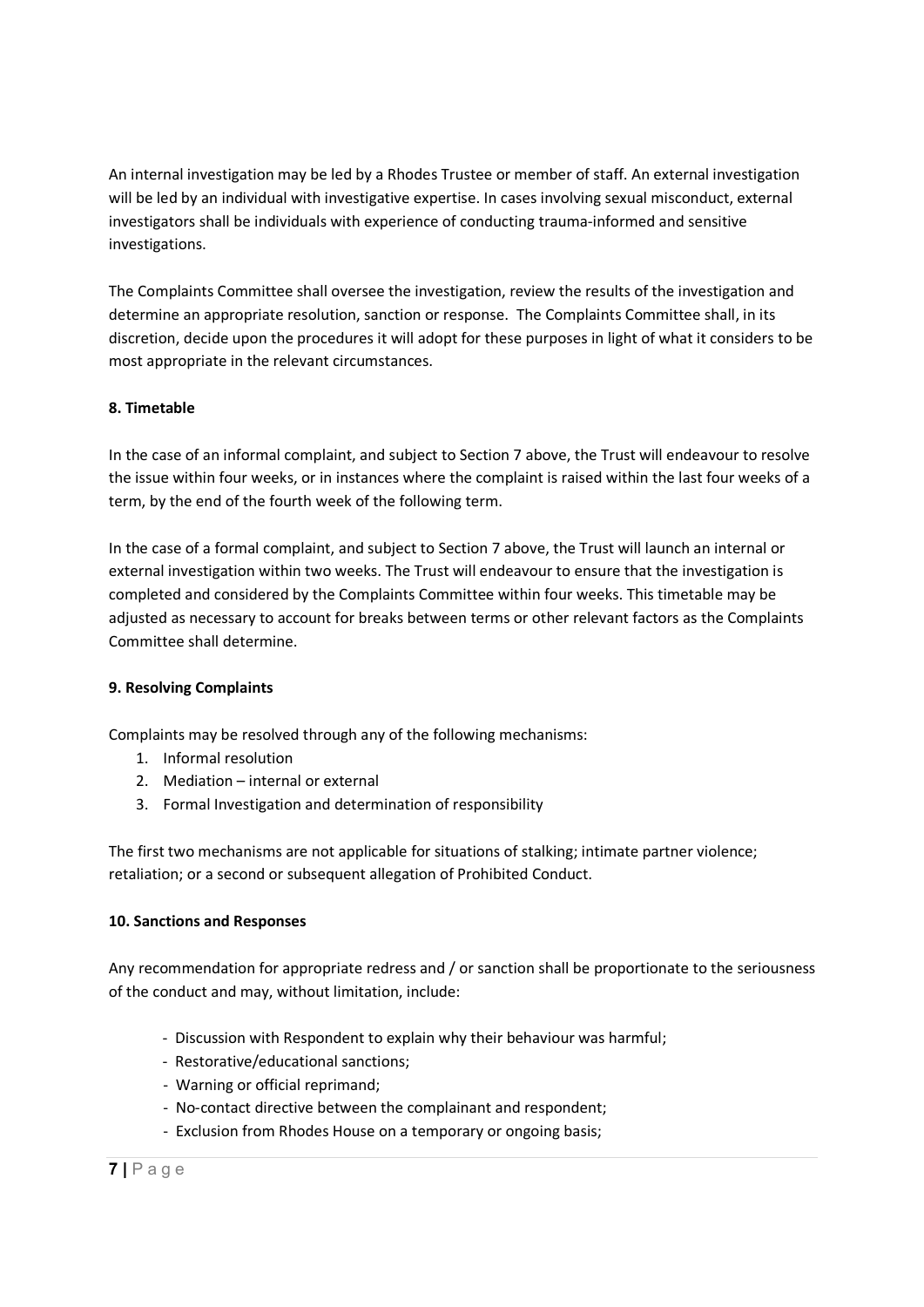An internal investigation may be led by a Rhodes Trustee or member of staff. An external investigation will be led by an individual with investigative expertise. In cases involving sexual misconduct, external investigators shall be individuals with experience of conducting trauma-informed and sensitive investigations.

The Complaints Committee shall oversee the investigation, review the results of the investigation and determine an appropriate resolution, sanction or response. The Complaints Committee shall, in its discretion, decide upon the procedures it will adopt for these purposes in light of what it considers to be most appropriate in the relevant circumstances.

### 8. Timetable

In the case of an informal complaint, and subject to Section 7 above, the Trust will endeavour to resolve the issue within four weeks, or in instances where the complaint is raised within the last four weeks of a term, by the end of the fourth week of the following term.

In the case of a formal complaint, and subject to Section 7 above, the Trust will launch an internal or external investigation within two weeks. The Trust will endeavour to ensure that the investigation is completed and considered by the Complaints Committee within four weeks. This timetable may be adjusted as necessary to account for breaks between terms or other relevant factors as the Complaints Committee shall determine.

### 9. Resolving Complaints

Complaints may be resolved through any of the following mechanisms:

1. Informal resolution
2. Mediation – internal or external
3. Formal Investigation and determination of responsibility

The first two mechanisms are not applicable for situations of stalking; intimate partner violence; retaliation; or a second or subsequent allegation of Prohibited Conduct.

### 10. Sanctions and Responses

Any recommendation for appropriate redress and / or sanction shall be proportionate to the seriousness of the conduct and may, without limitation, include:

- Discussion with Respondent to explain why their behaviour was harmful;
- Restorative/educational sanctions;
- Warning or official reprimand;
- No-contact directive between the complainant and respondent;
- Exclusion from Rhodes House on a temporary or ongoing basis;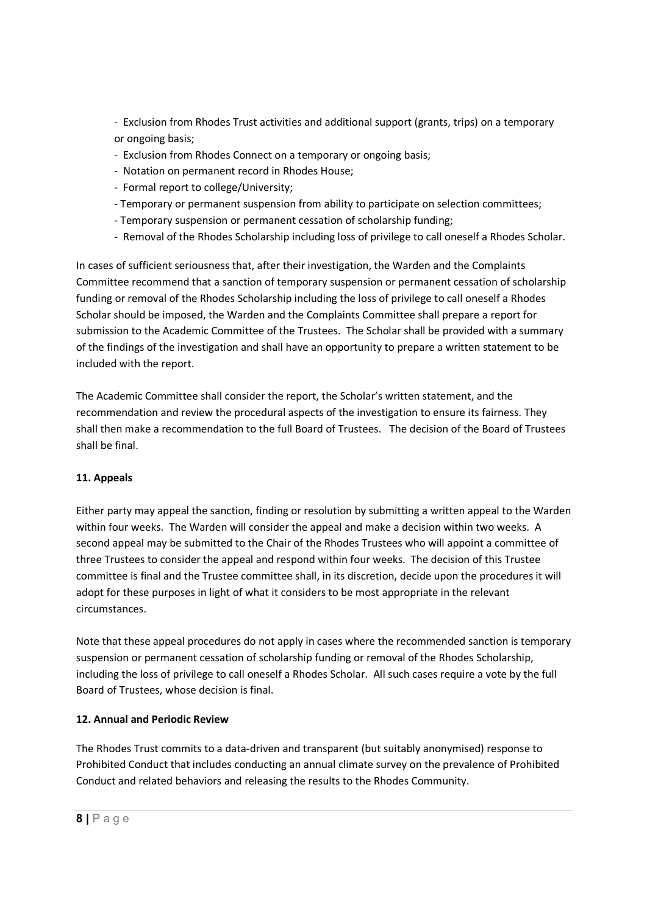- Exclusion from Rhodes Trust activities and additional support (grants, trips) on a temporary or ongoing basis;
- Exclusion from Rhodes Connect on a temporary or ongoing basis;
- Notation on permanent record in Rhodes House;
- Formal report to college/University;
- Temporary or permanent suspension from ability to participate on selection committees;
- Temporary suspension or permanent cessation of scholarship funding;
- Removal of the Rhodes Scholarship including loss of privilege to call oneself a Rhodes Scholar.

In cases of sufficient seriousness that, after their investigation, the Warden and the Complaints Committee recommend that a sanction of temporary suspension or permanent cessation of scholarship funding or removal of the Rhodes Scholarship including the loss of privilege to call oneself a Rhodes Scholar should be imposed, the Warden and the Complaints Committee shall prepare a report for submission to the Academic Committee of the Trustees. The Scholar shall be provided with a summary of the findings of the investigation and shall have an opportunity to prepare a written statement to be included with the report.

The Academic Committee shall consider the report, the Scholar's written statement, and the recommendation and review the procedural aspects of the investigation to ensure its fairness. They shall then make a recommendation to the full Board of Trustees. The decision of the Board of Trustees shall be final.

## 11. Appeals

Either party may appeal the sanction, finding or resolution by submitting a written appeal to the Warden within four weeks. The Warden will consider the appeal and make a decision within two weeks. A second appeal may be submitted to the Chair of the Rhodes Trustees who will appoint a committee of three Trustees to consider the appeal and respond within four weeks. The decision of this Trustee committee is final and the Trustee committee shall, in its discretion, decide upon the procedures it will adopt for these purposes in light of what it considers to be most appropriate in the relevant circumstances.

Note that these appeal procedures do not apply in cases where the recommended sanction is temporary suspension or permanent cessation of scholarship funding or removal of the Rhodes Scholarship, including the loss of privilege to call oneself a Rhodes Scholar. All such cases require a vote by the full Board of Trustees, whose decision is final.

## 12. Annual and Periodic Review

The Rhodes Trust commits to a data-driven and transparent (but suitably anonymised) response to Prohibited Conduct that includes conducting an annual climate survey on the prevalence of Prohibited Conduct and related behaviors and releasing the results to the Rhodes Community.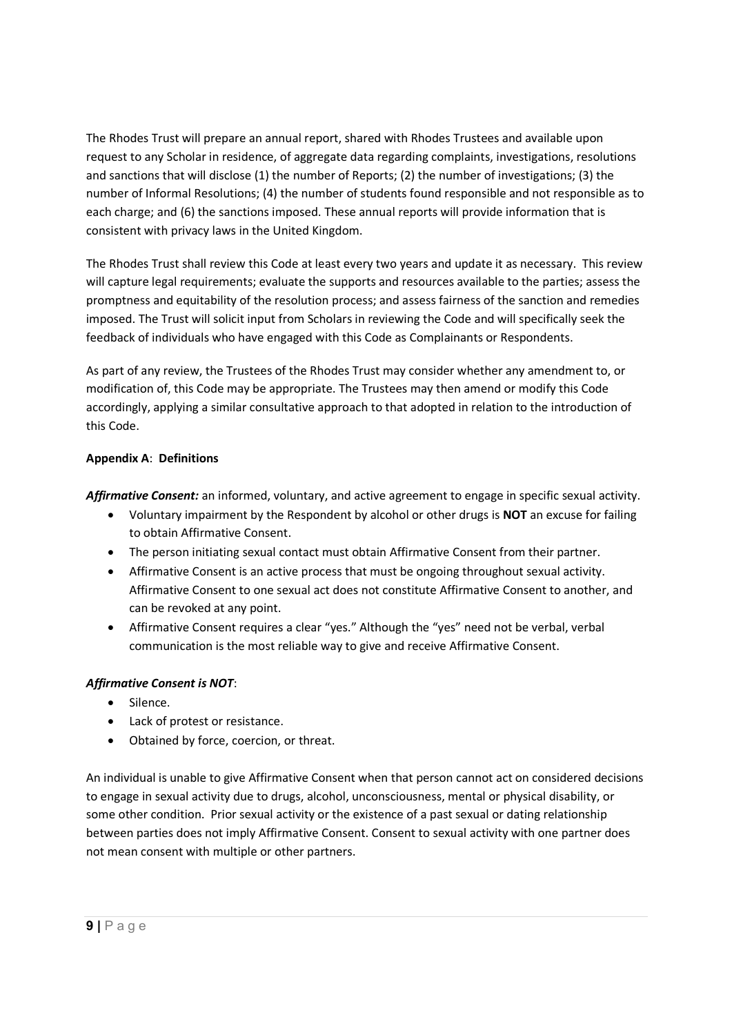The Rhodes Trust will prepare an annual report, shared with Rhodes Trustees and available upon request to any Scholar in residence, of aggregate data regarding complaints, investigations, resolutions and sanctions that will disclose (1) the number of Reports; (2) the number of investigations; (3) the number of Informal Resolutions; (4) the number of students found responsible and not responsible as to each charge; and (6) the sanctions imposed. These annual reports will provide information that is consistent with privacy laws in the United Kingdom.

The Rhodes Trust shall review this Code at least every two years and update it as necessary. This review will capture legal requirements; evaluate the supports and resources available to the parties; assess the promptness and equitability of the resolution process; and assess fairness of the sanction and remedies imposed. The Trust will solicit input from Scholars in reviewing the Code and will specifically seek the feedback of individuals who have engaged with this Code as Complainants or Respondents.

As part of any review, the Trustees of the Rhodes Trust may consider whether any amendment to, or modification of, this Code may be appropriate. The Trustees may then amend or modify this Code accordingly, applying a similar consultative approach to that adopted in relation to the introduction of this Code.

**Appendix A**: **Definitions**

***Affirmative Consent:*** an informed, voluntary, and active agreement to engage in specific sexual activity.

- Voluntary impairment by the Respondent by alcohol or other drugs is **NOT** an excuse for failing to obtain Affirmative Consent.
- The person initiating sexual contact must obtain Affirmative Consent from their partner.
- Affirmative Consent is an active process that must be ongoing throughout sexual activity. Affirmative Consent to one sexual act does not constitute Affirmative Consent to another, and can be revoked at any point.
- Affirmative Consent requires a clear "yes." Although the "yes" need not be verbal, verbal communication is the most reliable way to give and receive Affirmative Consent.

***Affirmative Consent is NOT***:

- Silence.
- Lack of protest or resistance.
- Obtained by force, coercion, or threat.

An individual is unable to give Affirmative Consent when that person cannot act on considered decisions to engage in sexual activity due to drugs, alcohol, unconsciousness, mental or physical disability, or some other condition. Prior sexual activity or the existence of a past sexual or dating relationship between parties does not imply Affirmative Consent. Consent to sexual activity with one partner does not mean consent with multiple or other partners.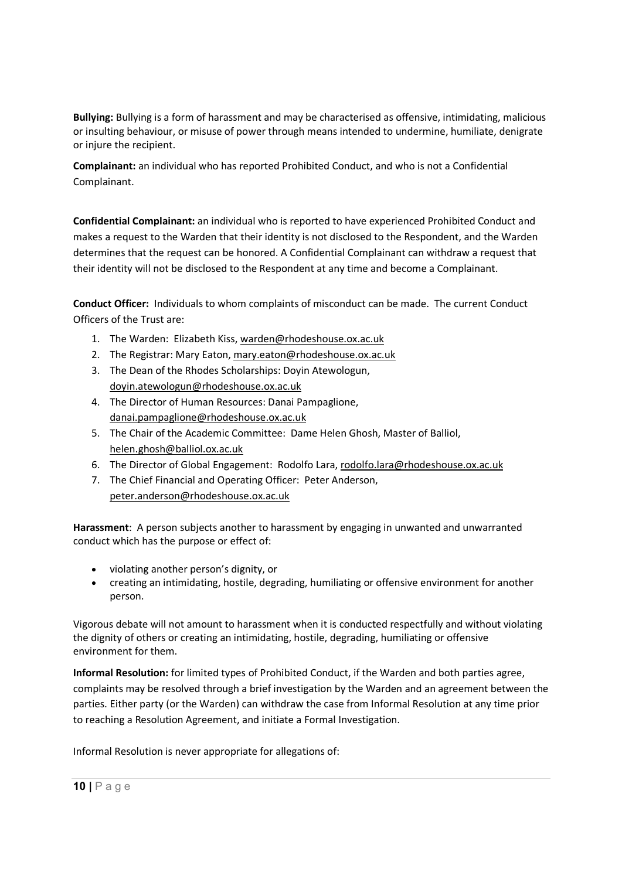**Bullying:** Bullying is a form of harassment and may be characterised as offensive, intimidating, malicious or insulting behaviour, or misuse of power through means intended to undermine, humiliate, denigrate or injure the recipient.

**Complainant:** an individual who has reported Prohibited Conduct, and who is not a Confidential Complainant.

**Confidential Complainant:** an individual who is reported to have experienced Prohibited Conduct and makes a request to the Warden that their identity is not disclosed to the Respondent, and the Warden determines that the request can be honored. A Confidential Complainant can withdraw a request that their identity will not be disclosed to the Respondent at any time and become a Complainant.

**Conduct Officer:** Individuals to whom complaints of misconduct can be made. The current Conduct Officers of the Trust are:

1. The Warden: Elizabeth Kiss, warden@rhodeshouse.ox.ac.uk
2. The Registrar: Mary Eaton, mary.eaton@rhodeshouse.ox.ac.uk
3. The Dean of the Rhodes Scholarships: Doyin Atewologun, doyin.atewologun@rhodeshouse.ox.ac.uk
4. The Director of Human Resources: Danai Pampaglione, danai.pampaglione@rhodeshouse.ox.ac.uk
5. The Chair of the Academic Committee: Dame Helen Ghosh, Master of Balliol, helen.ghosh@balliol.ox.ac.uk
6. The Director of Global Engagement: Rodolfo Lara, rodolfo.lara@rhodeshouse.ox.ac.uk
7. The Chief Financial and Operating Officer: Peter Anderson, peter.anderson@rhodeshouse.ox.ac.uk

**Harassment**: A person subjects another to harassment by engaging in unwanted and unwarranted conduct which has the purpose or effect of:

- violating another person's dignity, or
- creating an intimidating, hostile, degrading, humiliating or offensive environment for another person.

Vigorous debate will not amount to harassment when it is conducted respectfully and without violating the dignity of others or creating an intimidating, hostile, degrading, humiliating or offensive environment for them.

**Informal Resolution:** for limited types of Prohibited Conduct, if the Warden and both parties agree, complaints may be resolved through a brief investigation by the Warden and an agreement between the parties. Either party (or the Warden) can withdraw the case from Informal Resolution at any time prior to reaching a Resolution Agreement, and initiate a Formal Investigation.

Informal Resolution is never appropriate for allegations of: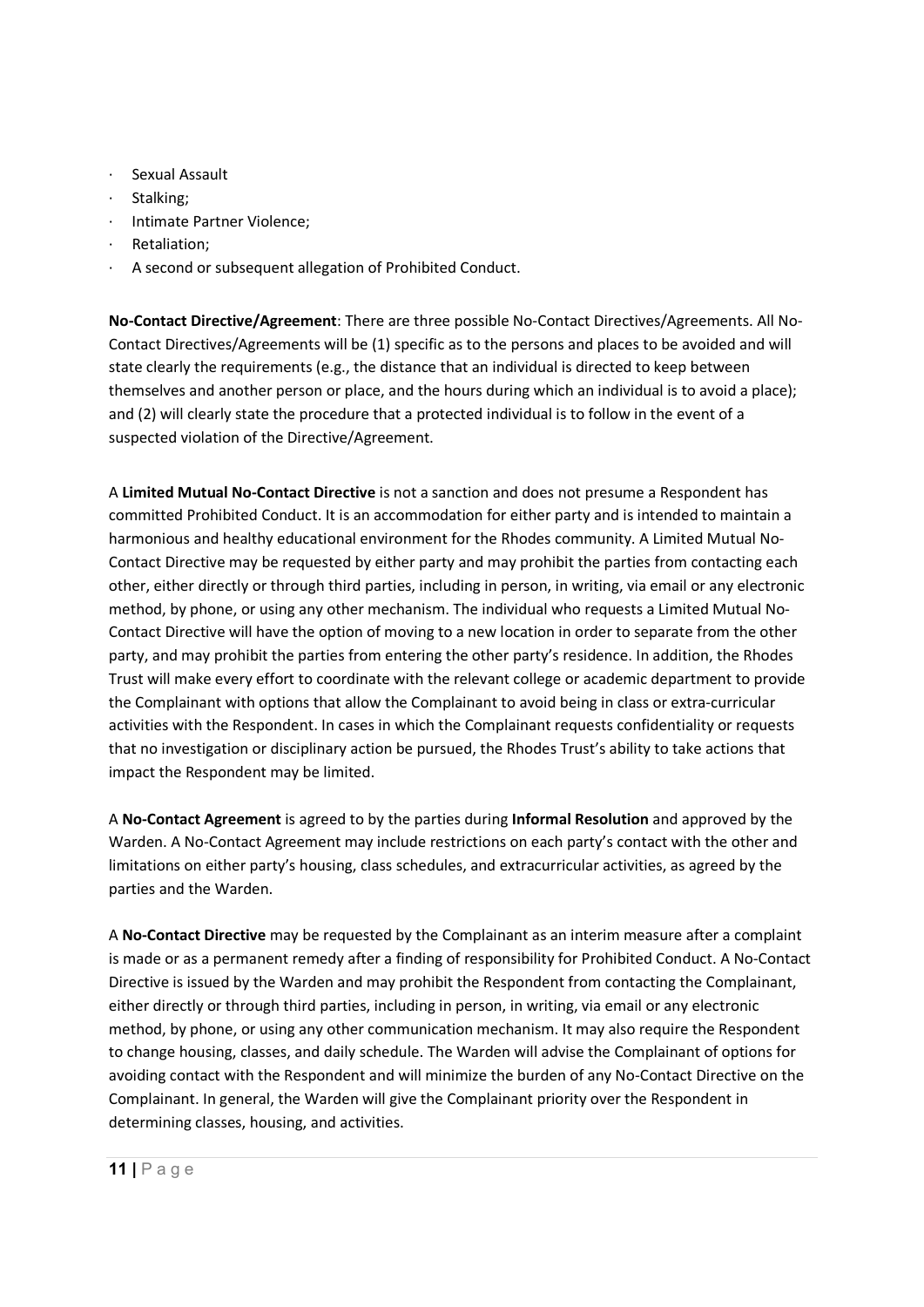- Sexual Assault
- Stalking;
- Intimate Partner Violence;
- Retaliation;
- A second or subsequent allegation of Prohibited Conduct.

**No-Contact Directive/Agreement**: There are three possible No-Contact Directives/Agreements. All No-Contact Directives/Agreements will be (1) specific as to the persons and places to be avoided and will state clearly the requirements (e.g., the distance that an individual is directed to keep between themselves and another person or place, and the hours during which an individual is to avoid a place); and (2) will clearly state the procedure that a protected individual is to follow in the event of a suspected violation of the Directive/Agreement.

A **Limited Mutual No-Contact Directive** is not a sanction and does not presume a Respondent has committed Prohibited Conduct. It is an accommodation for either party and is intended to maintain a harmonious and healthy educational environment for the Rhodes community. A Limited Mutual No-Contact Directive may be requested by either party and may prohibit the parties from contacting each other, either directly or through third parties, including in person, in writing, via email or any electronic method, by phone, or using any other mechanism. The individual who requests a Limited Mutual No-Contact Directive will have the option of moving to a new location in order to separate from the other party, and may prohibit the parties from entering the other party's residence. In addition, the Rhodes Trust will make every effort to coordinate with the relevant college or academic department to provide the Complainant with options that allow the Complainant to avoid being in class or extra-curricular activities with the Respondent. In cases in which the Complainant requests confidentiality or requests that no investigation or disciplinary action be pursued, the Rhodes Trust's ability to take actions that impact the Respondent may be limited.

A **No-Contact Agreement** is agreed to by the parties during **Informal Resolution** and approved by the Warden. A No-Contact Agreement may include restrictions on each party's contact with the other and limitations on either party's housing, class schedules, and extracurricular activities, as agreed by the parties and the Warden.

A **No-Contact Directive** may be requested by the Complainant as an interim measure after a complaint is made or as a permanent remedy after a finding of responsibility for Prohibited Conduct. A No-Contact Directive is issued by the Warden and may prohibit the Respondent from contacting the Complainant, either directly or through third parties, including in person, in writing, via email or any electronic method, by phone, or using any other communication mechanism. It may also require the Respondent to change housing, classes, and daily schedule. The Warden will advise the Complainant of options for avoiding contact with the Respondent and will minimize the burden of any No-Contact Directive on the Complainant. In general, the Warden will give the Complainant priority over the Respondent in determining classes, housing, and activities.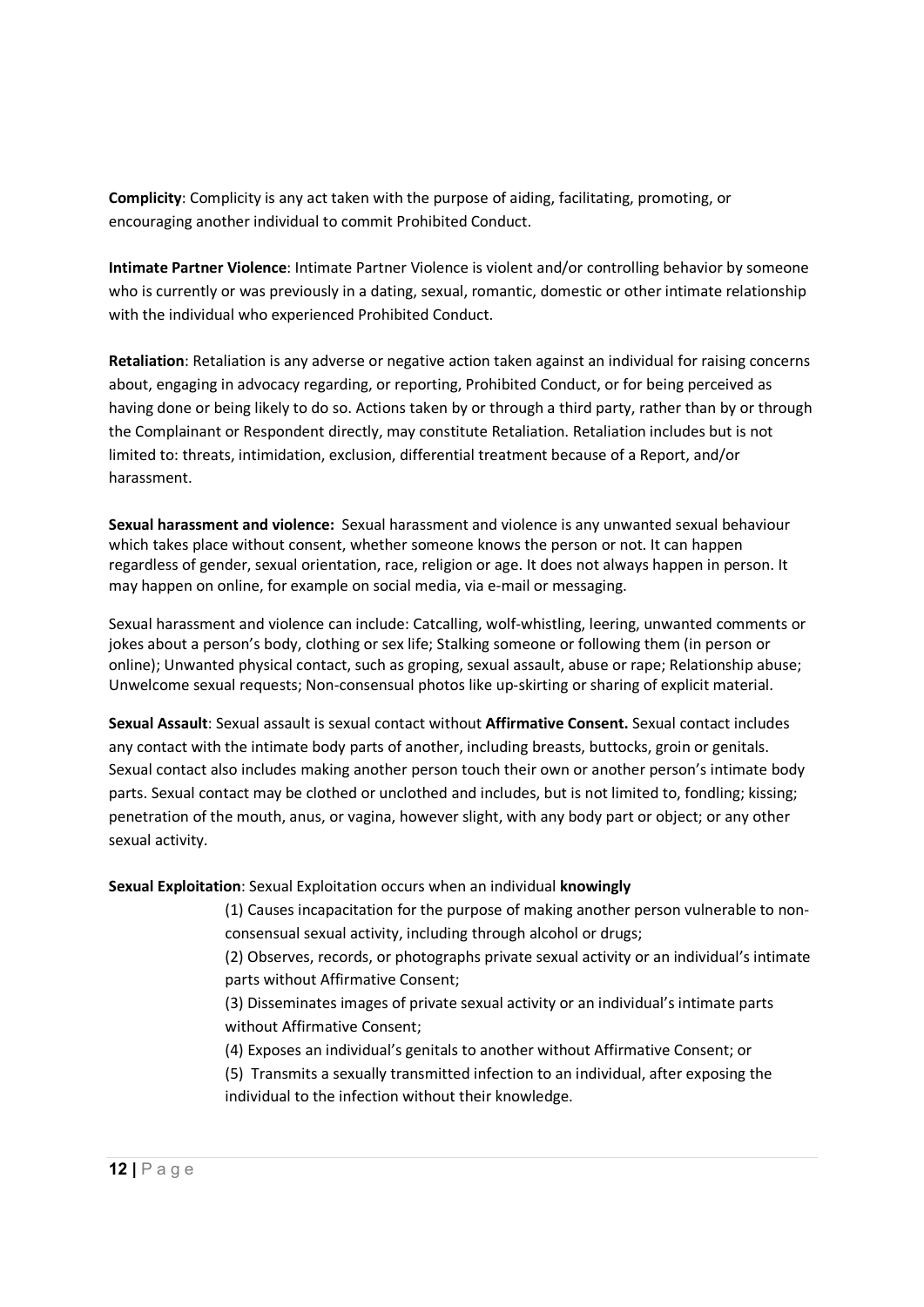**Complicity**: Complicity is any act taken with the purpose of aiding, facilitating, promoting, or encouraging another individual to commit Prohibited Conduct.

**Intimate Partner Violence**: Intimate Partner Violence is violent and/or controlling behavior by someone who is currently or was previously in a dating, sexual, romantic, domestic or other intimate relationship with the individual who experienced Prohibited Conduct.

**Retaliation**: Retaliation is any adverse or negative action taken against an individual for raising concerns about, engaging in advocacy regarding, or reporting, Prohibited Conduct, or for being perceived as having done or being likely to do so. Actions taken by or through a third party, rather than by or through the Complainant or Respondent directly, may constitute Retaliation. Retaliation includes but is not limited to: threats, intimidation, exclusion, differential treatment because of a Report, and/or harassment.

**Sexual harassment and violence:** Sexual harassment and violence is any unwanted sexual behaviour which takes place without consent, whether someone knows the person or not. It can happen regardless of gender, sexual orientation, race, religion or age. It does not always happen in person. It may happen on online, for example on social media, via e-mail or messaging.

Sexual harassment and violence can include: Catcalling, wolf-whistling, leering, unwanted comments or jokes about a person's body, clothing or sex life; Stalking someone or following them (in person or online); Unwanted physical contact, such as groping, sexual assault, abuse or rape; Relationship abuse; Unwelcome sexual requests; Non-consensual photos like up-skirting or sharing of explicit material.

**Sexual Assault**: Sexual assault is sexual contact without **Affirmative Consent.** Sexual contact includes any contact with the intimate body parts of another, including breasts, buttocks, groin or genitals. Sexual contact also includes making another person touch their own or another person's intimate body parts. Sexual contact may be clothed or unclothed and includes, but is not limited to, fondling; kissing; penetration of the mouth, anus, or vagina, however slight, with any body part or object; or any other sexual activity.

**Sexual Exploitation**: Sexual Exploitation occurs when an individual **knowingly**

(1) Causes incapacitation for the purpose of making another person vulnerable to non-consensual sexual activity, including through alcohol or drugs;

(2) Observes, records, or photographs private sexual activity or an individual's intimate parts without Affirmative Consent;

(3) Disseminates images of private sexual activity or an individual's intimate parts without Affirmative Consent;

(4) Exposes an individual's genitals to another without Affirmative Consent; or

(5) Transmits a sexually transmitted infection to an individual, after exposing the individual to the infection without their knowledge.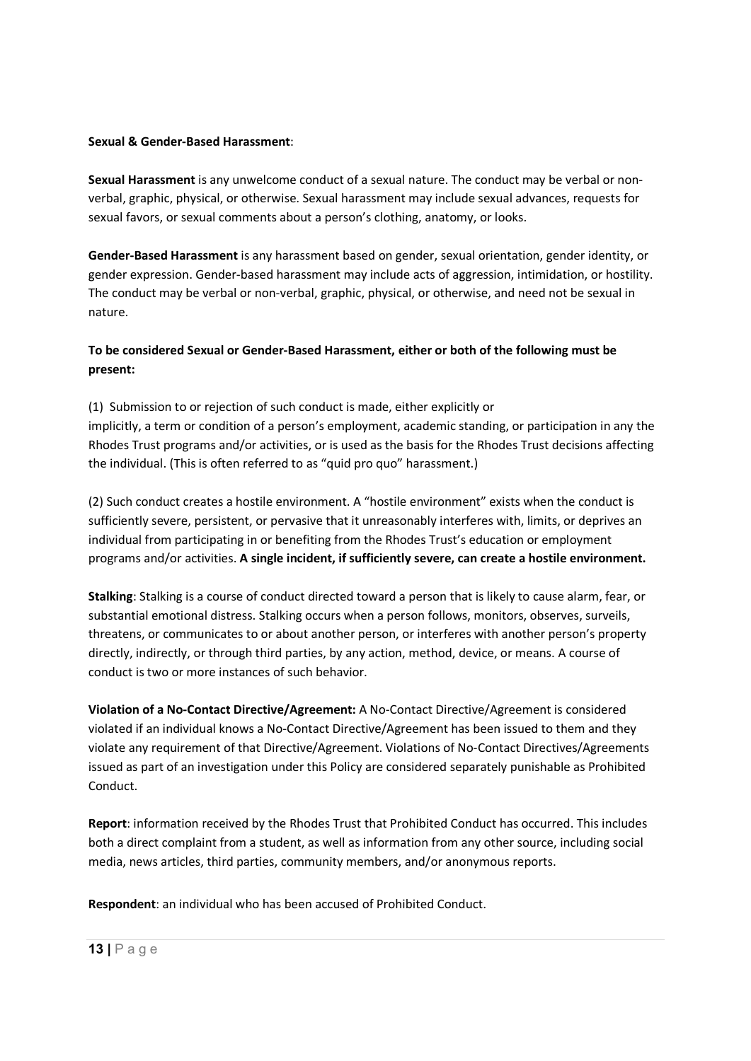**Sexual & Gender-Based Harassment**:

**Sexual Harassment** is any unwelcome conduct of a sexual nature. The conduct may be verbal or non-verbal, graphic, physical, or otherwise. Sexual harassment may include sexual advances, requests for sexual favors, or sexual comments about a person's clothing, anatomy, or looks.

**Gender-Based Harassment** is any harassment based on gender, sexual orientation, gender identity, or gender expression. Gender-based harassment may include acts of aggression, intimidation, or hostility. The conduct may be verbal or non-verbal, graphic, physical, or otherwise, and need not be sexual in nature.

**To be considered Sexual or Gender-Based Harassment, either or both of the following must be present:**

(1) Submission to or rejection of such conduct is made, either explicitly or implicitly, a term or condition of a person's employment, academic standing, or participation in any the Rhodes Trust programs and/or activities, or is used as the basis for the Rhodes Trust decisions affecting the individual. (This is often referred to as "quid pro quo" harassment.)

(2) Such conduct creates a hostile environment. A "hostile environment" exists when the conduct is sufficiently severe, persistent, or pervasive that it unreasonably interferes with, limits, or deprives an individual from participating in or benefiting from the Rhodes Trust's education or employment programs and/or activities. **A single incident, if sufficiently severe, can create a hostile environment.**

**Stalking**: Stalking is a course of conduct directed toward a person that is likely to cause alarm, fear, or substantial emotional distress. Stalking occurs when a person follows, monitors, observes, surveils, threatens, or communicates to or about another person, or interferes with another person's property directly, indirectly, or through third parties, by any action, method, device, or means. A course of conduct is two or more instances of such behavior.

**Violation of a No-Contact Directive/Agreement:** A No-Contact Directive/Agreement is considered violated if an individual knows a No-Contact Directive/Agreement has been issued to them and they violate any requirement of that Directive/Agreement. Violations of No-Contact Directives/Agreements issued as part of an investigation under this Policy are considered separately punishable as Prohibited Conduct.

**Report**: information received by the Rhodes Trust that Prohibited Conduct has occurred. This includes both a direct complaint from a student, as well as information from any other source, including social media, news articles, third parties, community members, and/or anonymous reports.

**Respondent**: an individual who has been accused of Prohibited Conduct.